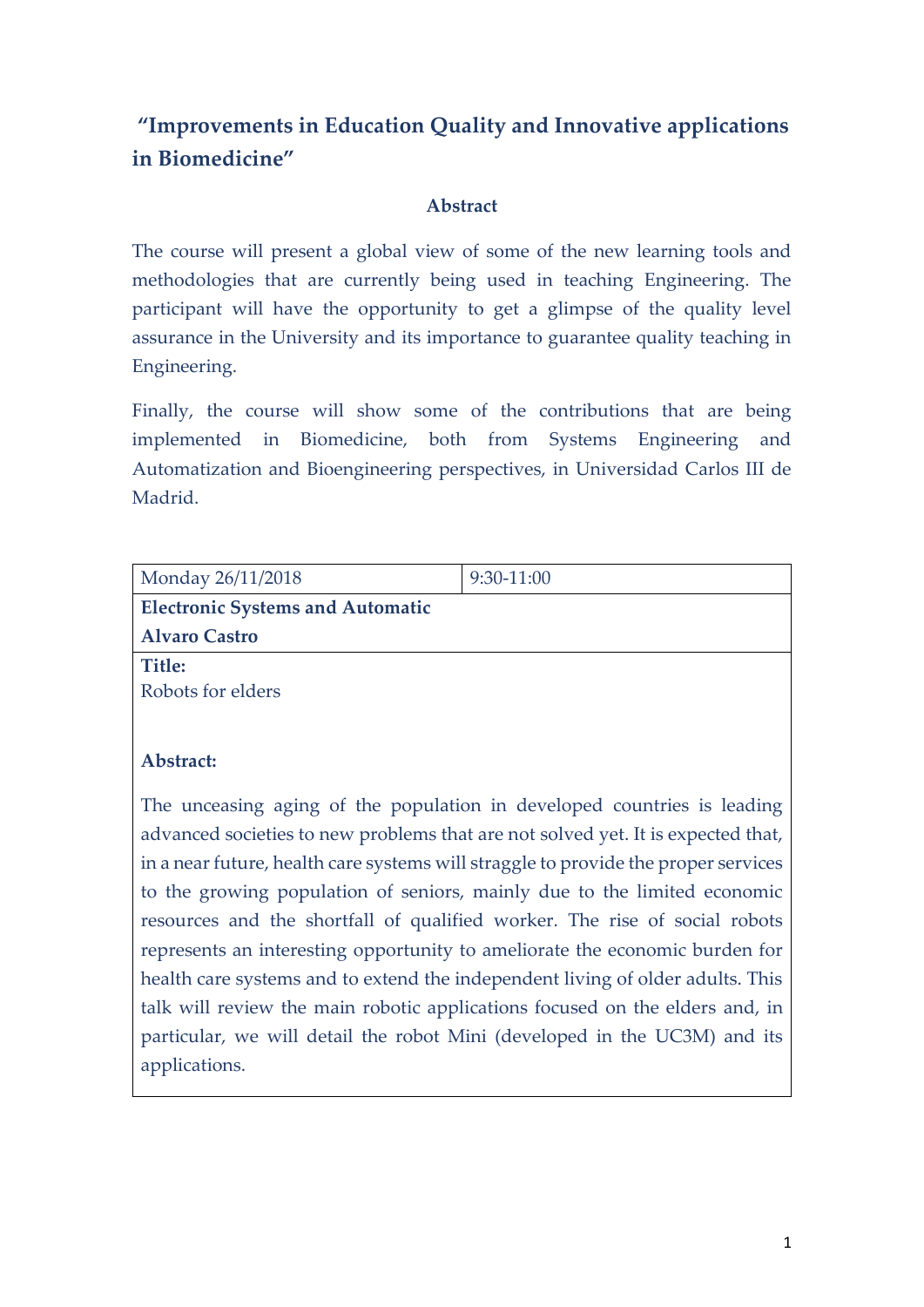# "Improvements in Education Quality and Innovative applications in Biomedicine"

### Abstract

The course will present a global view of some of the new learning tools and methodologies that are currently being used in teaching Engineering. The participant will have the opportunity to get a glimpse of the quality level assurance in the University and its importance to guarantee quality teaching in Engineering.

Finally, the course will show some of the contributions that are being implemented in Biomedicine, both from Systems Engineering and Automatization and Bioengineering perspectives, in Universidad Carlos III de Madrid.

| Monday 26/11/2018 | 9:30-11:00 |
|---|---|
| **Electronic Systems and Automatic**<br>**Alvaro Castro** | |
| **Title:**<br>Robots for elders<br><br>**Abstract:**<br>The unceasing aging of the population in developed countries is leading advanced societies to new problems that are not solved yet. It is expected that, in a near future, health care systems will straggle to provide the proper services to the growing population of seniors, mainly due to the limited economic resources and the shortfall of qualified worker. The rise of social robots represents an interesting opportunity to ameliorate the economic burden for health care systems and to extend the independent living of older adults. This talk will review the main robotic applications focused on the elders and, in particular, we will detail the robot Mini (developed in the UC3M) and its applications. | |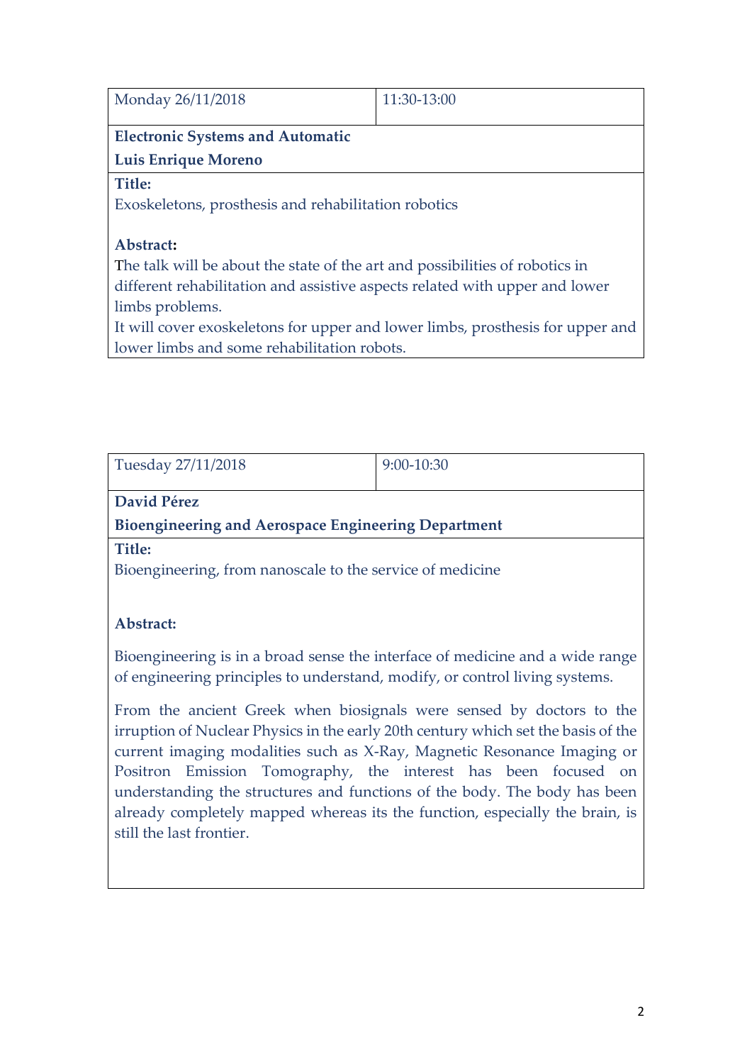| Monday 26/11/2018 | 11:30-13:00 |
| --- | --- |

**Electronic Systems and Automatic**

**Luis Enrique Moreno**

**Title:**

Exoskeletons, prosthesis and rehabilitation robotics

**Abstract:**

The talk will be about the state of the art and possibilities of robotics in different rehabilitation and assistive aspects related with upper and lower limbs problems.

It will cover exoskeletons for upper and lower limbs, prosthesis for upper and lower limbs and some rehabilitation robots.

| Tuesday 27/11/2018 | 9:00-10:30 |
| --- | --- |

**David Pérez**

**Bioengineering and Aerospace Engineering Department**

**Title:**

Bioengineering, from nanoscale to the service of medicine

**Abstract:**

Bioengineering is in a broad sense the interface of medicine and a wide range of engineering principles to understand, modify, or control living systems.

From the ancient Greek when biosignals were sensed by doctors to the irruption of Nuclear Physics in the early 20th century which set the basis of the current imaging modalities such as X-Ray, Magnetic Resonance Imaging or Positron Emission Tomography, the interest has been focused on understanding the structures and functions of the body. The body has been already completely mapped whereas its the function, especially the brain, is still the last frontier.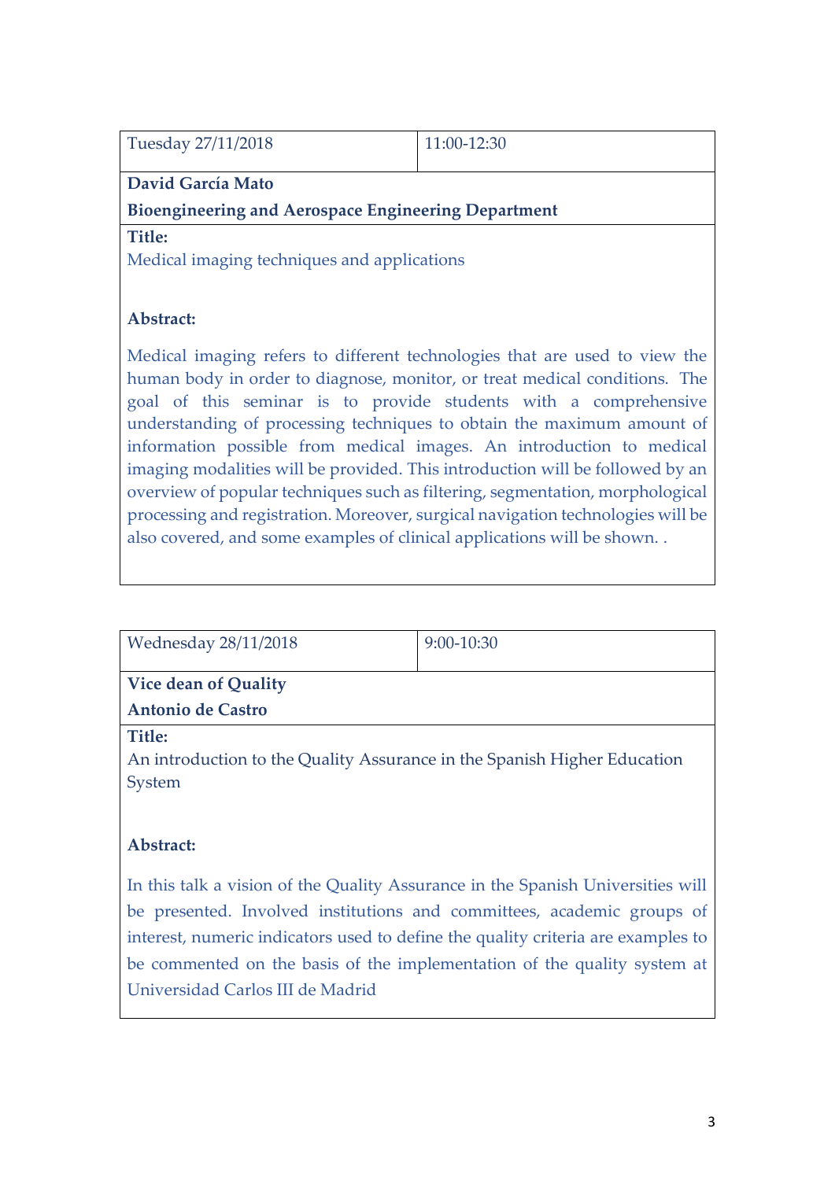| Tuesday 27/11/2018 | 11:00-12:30 |
|---|---|

**David García Mato**

**Bioengineering and Aerospace Engineering Department**

**Title:**

Medical imaging techniques and applications

**Abstract:**

Medical imaging refers to different technologies that are used to view the human body in order to diagnose, monitor, or treat medical conditions. The goal of this seminar is to provide students with a comprehensive understanding of processing techniques to obtain the maximum amount of information possible from medical images. An introduction to medical imaging modalities will be provided. This introduction will be followed by an overview of popular techniques such as filtering, segmentation, morphological processing and registration. Moreover, surgical navigation technologies will be also covered, and some examples of clinical applications will be shown. .

| Wednesday 28/11/2018 | 9:00-10:30 |
|---|---|

**Vice dean of Quality**

**Antonio de Castro**

**Title:**

An introduction to the Quality Assurance in the Spanish Higher Education System

**Abstract:**

In this talk a vision of the Quality Assurance in the Spanish Universities will be presented. Involved institutions and committees, academic groups of interest, numeric indicators used to define the quality criteria are examples to be commented on the basis of the implementation of the quality system at Universidad Carlos III de Madrid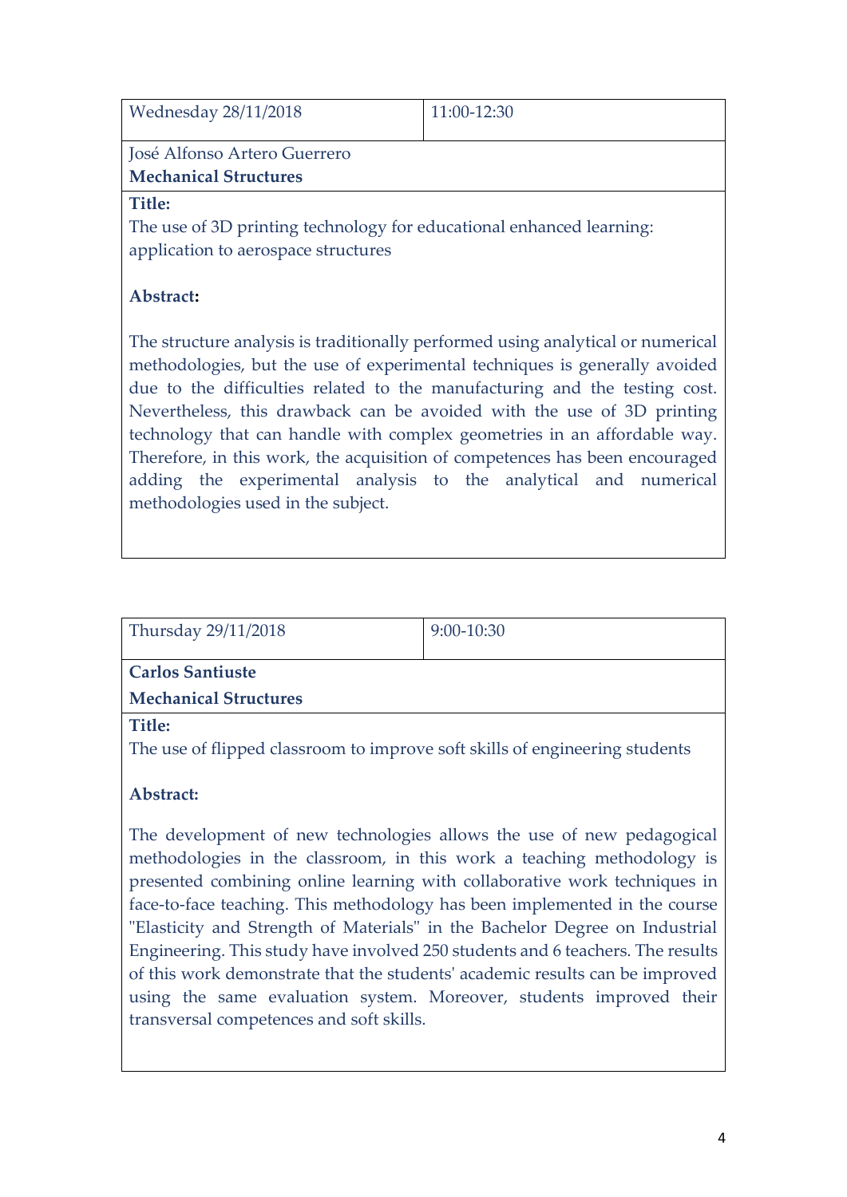| Wednesday 28/11/2018 | 11:00-12:30 |
|---|---|

José Alfonso Artero Guerrero
**Mechanical Structures**

**Title:**
The use of 3D printing technology for educational enhanced learning: application to aerospace structures

**Abstract:**

The structure analysis is traditionally performed using analytical or numerical methodologies, but the use of experimental techniques is generally avoided due to the difficulties related to the manufacturing and the testing cost. Nevertheless, this drawback can be avoided with the use of 3D printing technology that can handle with complex geometries in an affordable way. Therefore, in this work, the acquisition of competences has been encouraged adding the experimental analysis to the analytical and numerical methodologies used in the subject.

| Thursday 29/11/2018 | 9:00-10:30 |
|---|---|

**Carlos Santiuste**
**Mechanical Structures**

**Title:**
The use of flipped classroom to improve soft skills of engineering students

**Abstract:**

The development of new technologies allows the use of new pedagogical methodologies in the classroom, in this work a teaching methodology is presented combining online learning with collaborative work techniques in face-to-face teaching. This methodology has been implemented in the course "Elasticity and Strength of Materials" in the Bachelor Degree on Industrial Engineering. This study have involved 250 students and 6 teachers. The results of this work demonstrate that the students' academic results can be improved using the same evaluation system. Moreover, students improved their transversal competences and soft skills.